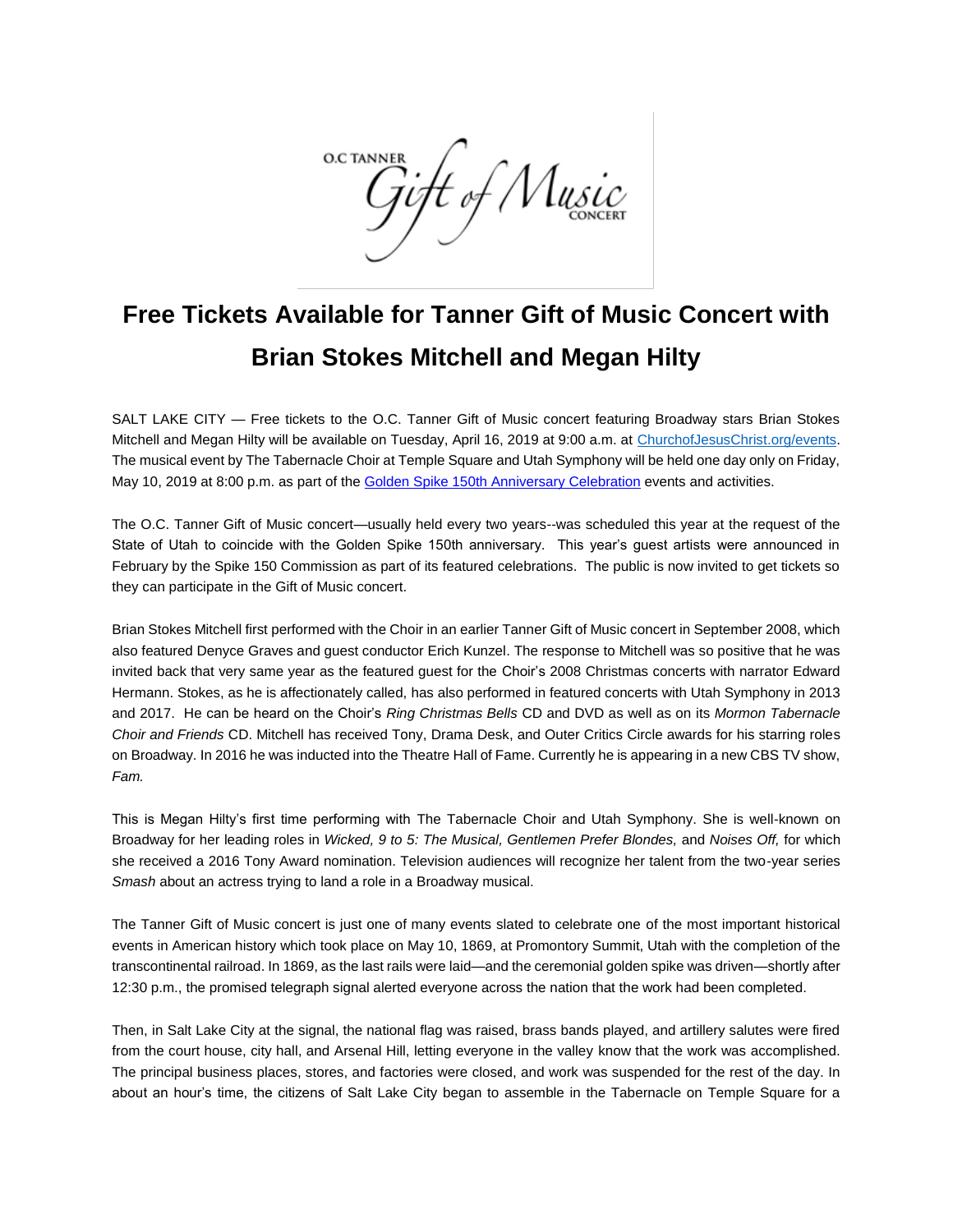# Free Tickets Available for Tanner Gift of Music Concert with Brian Stokes Mitchell and Megan Hilty

SALT LAKE CITY — Free tickets to the O.C. Tanner Gift of Music concert featuring Broadway stars Brian Stokes Mitchell and Megan Hilty will be available on Tuesday, April 16, 2019 at 9:00 a.m. at [ChurchofJesusChrist.org/events](ChurchofJesusChrist.org/events). The musical event by The Tabernacle Choir at Temple Square and Utah Symphony will be held one day only on Friday, May 10, 2019 at 8:00 p.m. as part of the [Golden Spike 150th Anniversary Celebration]() events and activities.

The O.C. Tanner Gift of Music concert—usually held every two years--was scheduled this year at the request of the State of Utah to coincide with the Golden Spike 150th anniversary. This year's guest artists were announced in February by the Spike 150 Commission as part of its featured celebrations. The public is now invited to get tickets so they can participate in the Gift of Music concert.

Brian Stokes Mitchell first performed with the Choir in an earlier Tanner Gift of Music concert in September 2008, which also featured Denyce Graves and guest conductor Erich Kunzel. The response to Mitchell was so positive that he was invited back that very same year as the featured guest for the Choir's 2008 Christmas concerts with narrator Edward Hermann. Stokes, as he is affectionately called, has also performed in featured concerts with Utah Symphony in 2013 and 2017. He can be heard on the Choir's *Ring Christmas Bells* CD and DVD as well as on its *Mormon Tabernacle Choir and Friends* CD. Mitchell has received Tony, Drama Desk, and Outer Critics Circle awards for his starring roles on Broadway. In 2016 he was inducted into the Theatre Hall of Fame. Currently he is appearing in a new CBS TV show, *Fam.*

This is Megan Hilty's first time performing with The Tabernacle Choir and Utah Symphony. She is well-known on Broadway for her leading roles in *Wicked, 9 to 5: The Musical, Gentlemen Prefer Blondes,* and *Noises Off,* for which she received a 2016 Tony Award nomination. Television audiences will recognize her talent from the two-year series *Smash* about an actress trying to land a role in a Broadway musical.

The Tanner Gift of Music concert is just one of many events slated to celebrate one of the most important historical events in American history which took place on May 10, 1869, at Promontory Summit, Utah with the completion of the transcontinental railroad. In 1869, as the last rails were laid—and the ceremonial golden spike was driven—shortly after 12:30 p.m., the promised telegraph signal alerted everyone across the nation that the work had been completed.

Then, in Salt Lake City at the signal, the national flag was raised, brass bands played, and artillery salutes were fired from the court house, city hall, and Arsenal Hill, letting everyone in the valley know that the work was accomplished. The principal business places, stores, and factories were closed, and work was suspended for the rest of the day. In about an hour's time, the citizens of Salt Lake City began to assemble in the Tabernacle on Temple Square for a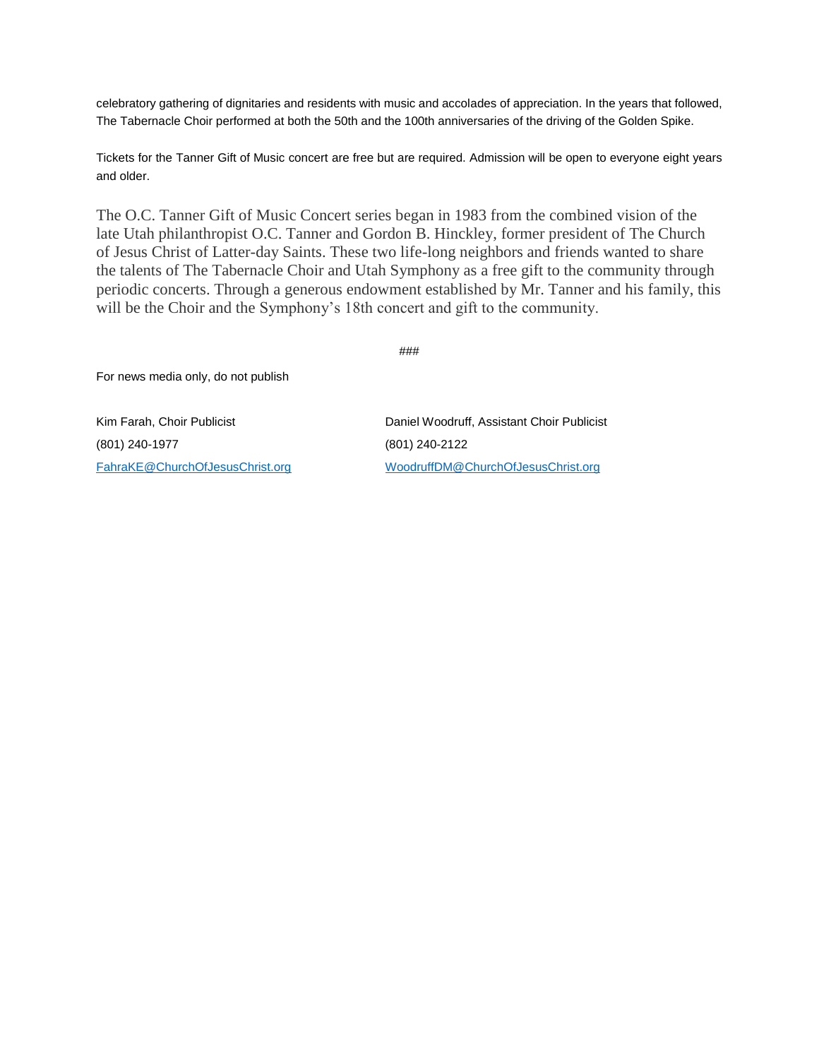celebratory gathering of dignitaries and residents with music and accolades of appreciation. In the years that followed, The Tabernacle Choir performed at both the 50th and the 100th anniversaries of the driving of the Golden Spike.

Tickets for the Tanner Gift of Music concert are free but are required. Admission will be open to everyone eight years and older.

The O.C. Tanner Gift of Music Concert series began in 1983 from the combined vision of the late Utah philanthropist O.C. Tanner and Gordon B. Hinckley, former president of The Church of Jesus Christ of Latter-day Saints. These two life-long neighbors and friends wanted to share the talents of The Tabernacle Choir and Utah Symphony as a free gift to the community through periodic concerts. Through a generous endowment established by Mr. Tanner and his family, this will be the Choir and the Symphony's 18th concert and gift to the community.

###

For news media only, do not publish

Kim Farah, Choir Publicist
(801) 240-1977
FahraKE@ChurchOfJesusChrist.org

Daniel Woodruff, Assistant Choir Publicist
(801) 240-2122
WoodruffDM@ChurchOfJesusChrist.org